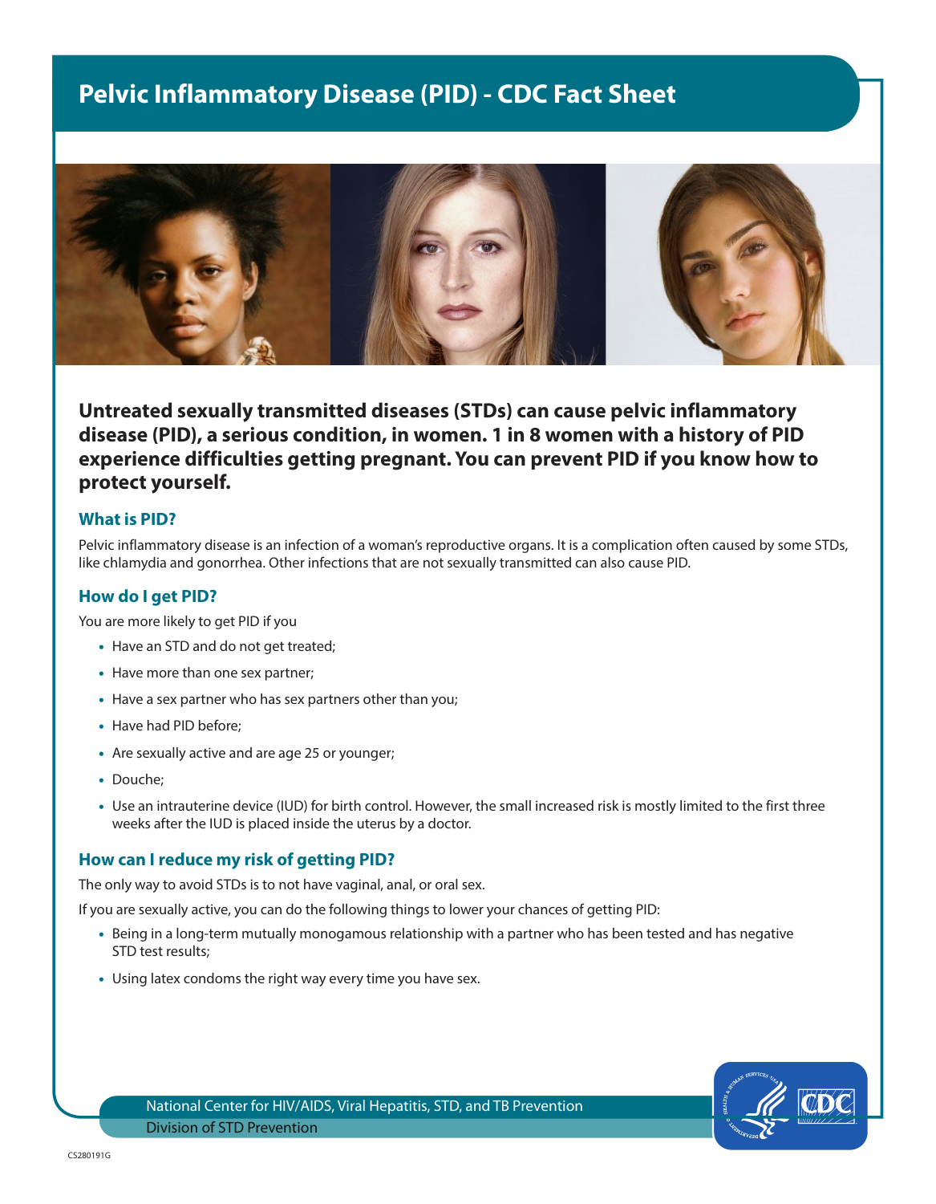# Pelvic Inflammatory Disease (PID) - CDC Fact Sheet

**Untreated sexually transmitted diseases (STDs) can cause pelvic inflammatory disease (PID), a serious condition, in women. 1 in 8 women with a history of PID experience difficulties getting pregnant. You can prevent PID if you know how to protect yourself.**

## What is PID?

Pelvic inflammatory disease is an infection of a woman's reproductive organs. It is a complication often caused by some STDs, like chlamydia and gonorrhea. Other infections that are not sexually transmitted can also cause PID.

## How do I get PID?

You are more likely to get PID if you

- Have an STD and do not get treated;
- Have more than one sex partner;
- Have a sex partner who has sex partners other than you;
- Have had PID before;
- Are sexually active and are age 25 or younger;
- Douche;
- Use an intrauterine device (IUD) for birth control. However, the small increased risk is mostly limited to the first three weeks after the IUD is placed inside the uterus by a doctor.

## How can I reduce my risk of getting PID?

The only way to avoid STDs is to not have vaginal, anal, or oral sex.

If you are sexually active, you can do the following things to lower your chances of getting PID:

- Being in a long-term mutually monogamous relationship with a partner who has been tested and has negative STD test results;
- Using latex condoms the right way every time you have sex.

National Center for HIV/AIDS, Viral Hepatitis, STD, and TB Prevention
Division of STD Prevention

CS280191G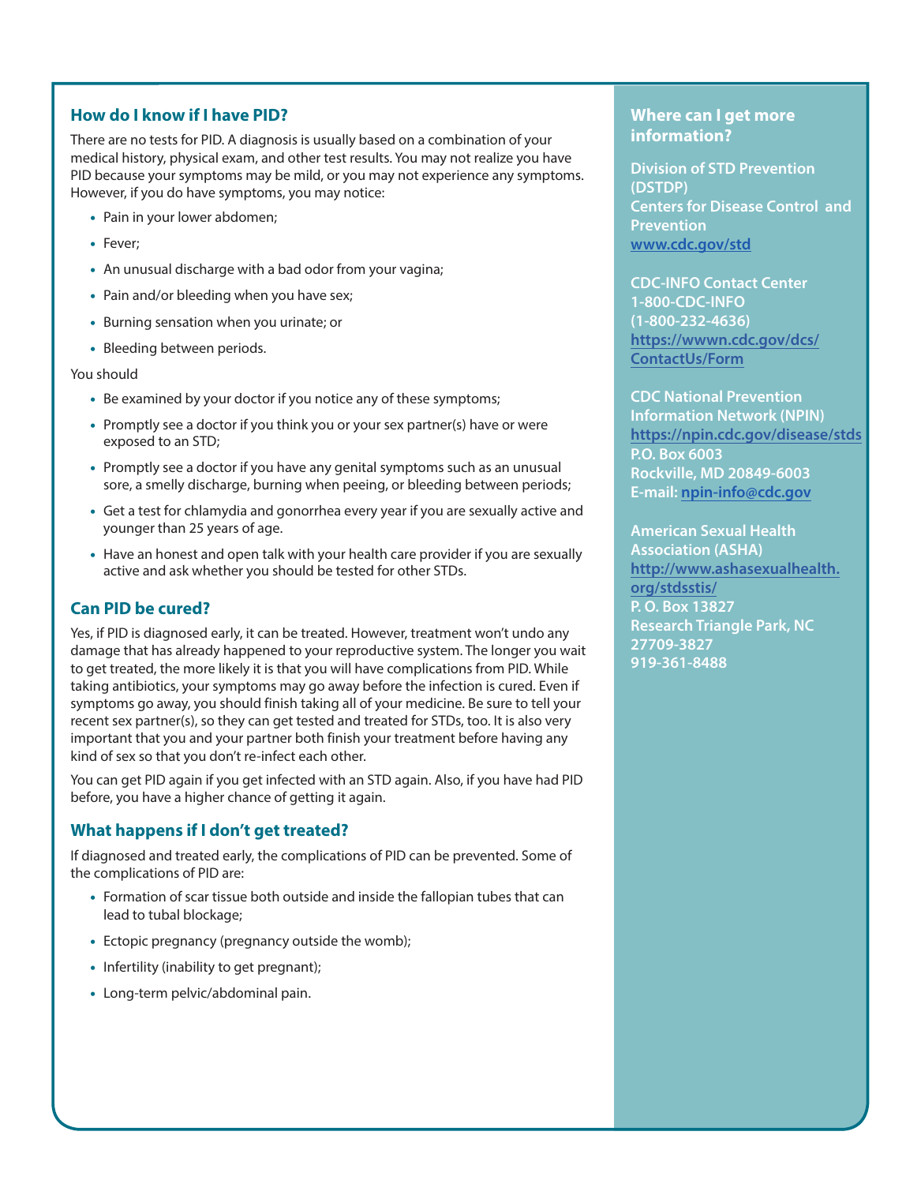## How do I know if I have PID?

There are no tests for PID. A diagnosis is usually based on a combination of your medical history, physical exam, and other test results. You may not realize you have PID because your symptoms may be mild, or you may not experience any symptoms. However, if you do have symptoms, you may notice:

- Pain in your lower abdomen;
- Fever;
- An unusual discharge with a bad odor from your vagina;
- Pain and/or bleeding when you have sex;
- Burning sensation when you urinate; or
- Bleeding between periods.

You should

- Be examined by your doctor if you notice any of these symptoms;
- Promptly see a doctor if you think you or your sex partner(s) have or were exposed to an STD;
- Promptly see a doctor if you have any genital symptoms such as an unusual sore, a smelly discharge, burning when peeing, or bleeding between periods;
- Get a test for chlamydia and gonorrhea every year if you are sexually active and younger than 25 years of age.
- Have an honest and open talk with your health care provider if you are sexually active and ask whether you should be tested for other STDs.

## Can PID be cured?

Yes, if PID is diagnosed early, it can be treated. However, treatment won't undo any damage that has already happened to your reproductive system. The longer you wait to get treated, the more likely it is that you will have complications from PID. While taking antibiotics, your symptoms may go away before the infection is cured. Even if symptoms go away, you should finish taking all of your medicine. Be sure to tell your recent sex partner(s), so they can get tested and treated for STDs, too. It is also very important that you and your partner both finish your treatment before having any kind of sex so that you don't re-infect each other.

You can get PID again if you get infected with an STD again. Also, if you have had PID before, you have a higher chance of getting it again.

## What happens if I don't get treated?

If diagnosed and treated early, the complications of PID can be prevented. Some of the complications of PID are:

- Formation of scar tissue both outside and inside the fallopian tubes that can lead to tubal blockage;
- Ectopic pregnancy (pregnancy outside the womb);
- Infertility (inability to get pregnant);
- Long-term pelvic/abdominal pain.

## Where can I get more information?

**Division of STD Prevention (DSTDP)**
**Centers for Disease Control and Prevention**
**www.cdc.gov/std**

**CDC-INFO Contact Center**
**1-800-CDC-INFO**
**(1-800-232-4636)**
**https://wwwn.cdc.gov/dcs/ContactUs/Form**

**CDC National Prevention Information Network (NPIN)**
**https://npin.cdc.gov/disease/stds**
**P.O. Box 6003**
**Rockville, MD 20849-6003**
**E-mail: npin-info@cdc.gov**

**American Sexual Health Association (ASHA)**
**http://www.ashasexualhealth.org/stdsstis/**
**P. O. Box 13827**
**Research Triangle Park, NC 27709-3827**
**919-361-8488**